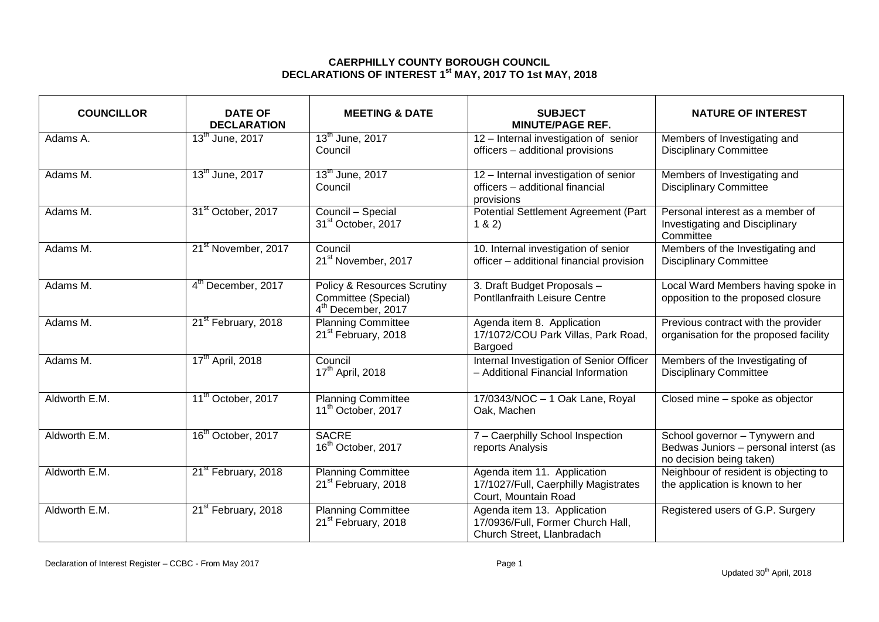# CAERPHILLY COUNTY BOROUGH COUNCIL
## DECLARATIONS OF INTEREST 1st MAY, 2017 TO 1st MAY, 2018

| COUNCILLOR | DATE OF DECLARATION | MEETING & DATE | SUBJECT MINUTE/PAGE REF. | NATURE OF INTEREST |
|---|---|---|---|---|
| Adams A. | 13th June, 2017 | 13th June, 2017 Council | 12 – Internal investigation of senior officers – additional provisions | Members of Investigating and Disciplinary Committee |
| Adams M. | 13th June, 2017 | 13th June, 2017 Council | 12 – Internal investigation of senior officers – additional financial provisions | Members of Investigating and Disciplinary Committee |
| Adams M. | 31st October, 2017 | Council – Special 31st October, 2017 | Potential Settlement Agreement (Part 1 & 2) | Personal interest as a member of Investigating and Disciplinary Committee |
| Adams M. | 21st November, 2017 | Council 21st November, 2017 | 10. Internal investigation of senior officer – additional financial provision | Members of the Investigating and Disciplinary Committee |
| Adams M. | 4th December, 2017 | Policy & Resources Scrutiny Committee (Special) 4th December, 2017 | 3. Draft Budget Proposals – Pontllanfraith Leisure Centre | Local Ward Members having spoke in opposition to the proposed closure |
| Adams M. | 21st February, 2018 | Planning Committee 21st February, 2018 | Agenda item 8. Application 17/1072/COU Park Villas, Park Road, Bargoed | Previous contract with the provider organisation for the proposed facility |
| Adams M. | 17th April, 2018 | Council 17th April, 2018 | Internal Investigation of Senior Officer – Additional Financial Information | Members of the Investigating of Disciplinary Committee |
| Aldworth E.M. | 11th October, 2017 | Planning Committee 11th October, 2017 | 17/0343/NOC – 1 Oak Lane, Royal Oak, Machen | Closed mine – spoke as objector |
| Aldworth E.M. | 16th October, 2017 | SACRE 16th October, 2017 | 7 – Caerphilly School Inspection reports Analysis | School governor – Tynywern and Bedwas Juniors – personal interst (as no decision being taken) |
| Aldworth E.M. | 21st February, 2018 | Planning Committee 21st February, 2018 | Agenda item 11. Application 17/1027/Full, Caerphilly Magistrates Court, Mountain Road | Neighbour of resident is objecting to the application is known to her |
| Aldworth E.M. | 21st February, 2018 | Planning Committee 21st February, 2018 | Agenda item 13. Application 17/0936/Full, Former Church Hall, Church Street, Llanbradach | Registered users of G.P. Surgery |

Declaration of Interest Register – CCBC - From May 2017

Updated 30th April, 2018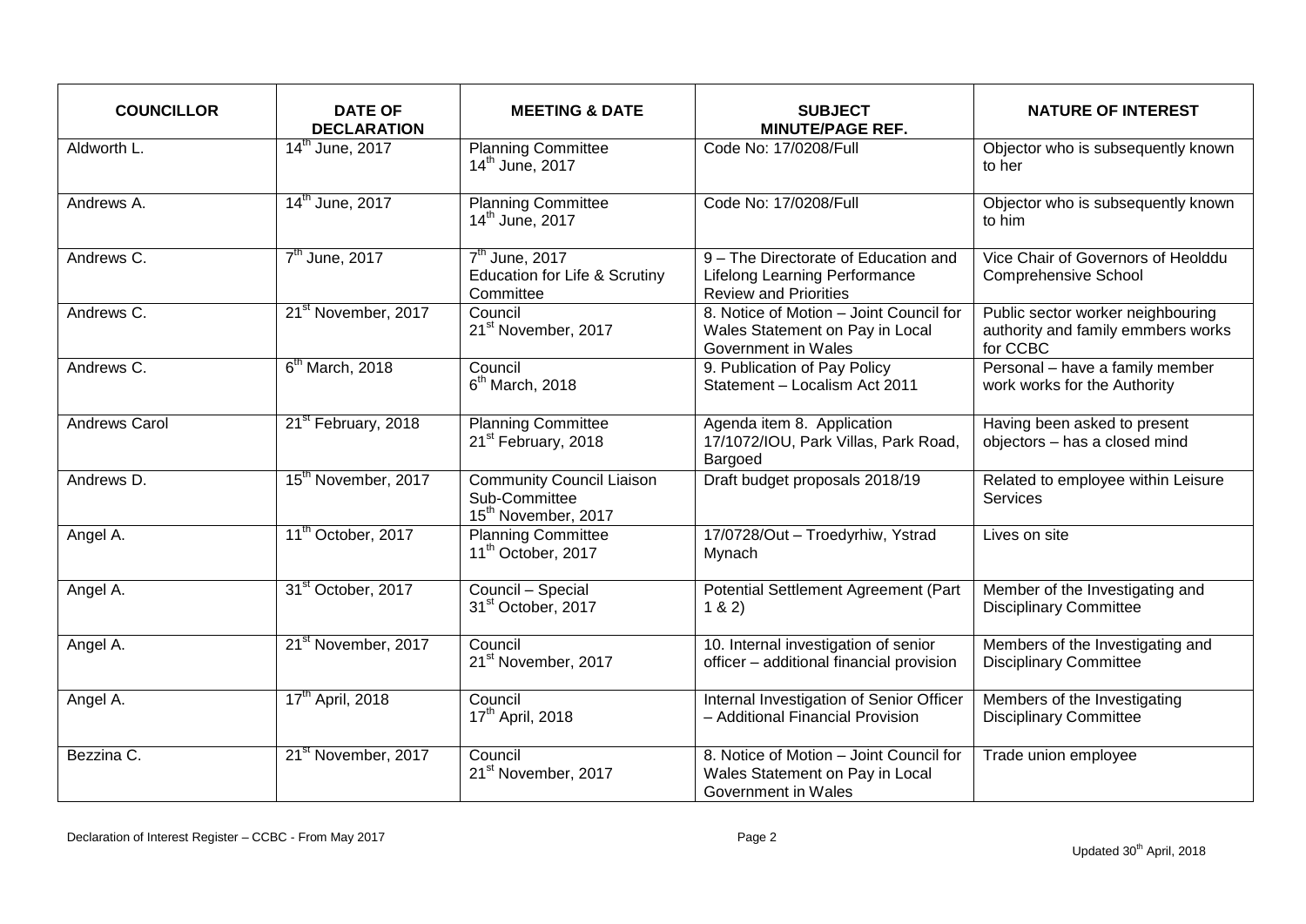| COUNCILLOR | DATE OF DECLARATION | MEETING & DATE | SUBJECT MINUTE/PAGE REF. | NATURE OF INTEREST |
|---|---|---|---|---|
| Aldworth L. | 14th June, 2017 | Planning Committee 14th June, 2017 | Code No: 17/0208/Full | Objector who is subsequently known to her |
| Andrews A. | 14th June, 2017 | Planning Committee 14th June, 2017 | Code No: 17/0208/Full | Objector who is subsequently known to him |
| Andrews C. | 7th June, 2017 | 7th June, 2017 Education for Life & Scrutiny Committee | 9 – The Directorate of Education and Lifelong Learning Performance Review and Priorities | Vice Chair of Governors of Heolddu Comprehensive School |
| Andrews C. | 21st November, 2017 | Council 21st November, 2017 | 8. Notice of Motion – Joint Council for Wales Statement on Pay in Local Government in Wales | Public sector worker neighbouring authority and family emmbers works for CCBC |
| Andrews C. | 6th March, 2018 | Council 6th March, 2018 | 9. Publication of Pay Policy Statement – Localism Act 2011 | Personal – have a family member work works for the Authority |
| Andrews Carol | 21st February, 2018 | Planning Committee 21st February, 2018 | Agenda item 8. Application 17/1072/IOU, Park Villas, Park Road, Bargoed | Having been asked to present objectors – has a closed mind |
| Andrews D. | 15th November, 2017 | Community Council Liaison Sub-Committee 15th November, 2017 | Draft budget proposals 2018/19 | Related to employee within Leisure Services |
| Angel A. | 11th October, 2017 | Planning Committee 11th October, 2017 | 17/0728/Out – Troedyrhiw, Ystrad Mynach | Lives on site |
| Angel A. | 31st October, 2017 | Council – Special 31st October, 2017 | Potential Settlement Agreement (Part 1 & 2) | Member of the Investigating and Disciplinary Committee |
| Angel A. | 21st November, 2017 | Council 21st November, 2017 | 10. Internal investigation of senior officer – additional financial provision | Members of the Investigating and Disciplinary Committee |
| Angel A. | 17th April, 2018 | Council 17th April, 2018 | Internal Investigation of Senior Officer – Additional Financial Provision | Members of the Investigating Disciplinary Committee |
| Bezzina C. | 21st November, 2017 | Council 21st November, 2017 | 8. Notice of Motion – Joint Council for Wales Statement on Pay in Local Government in Wales | Trade union employee |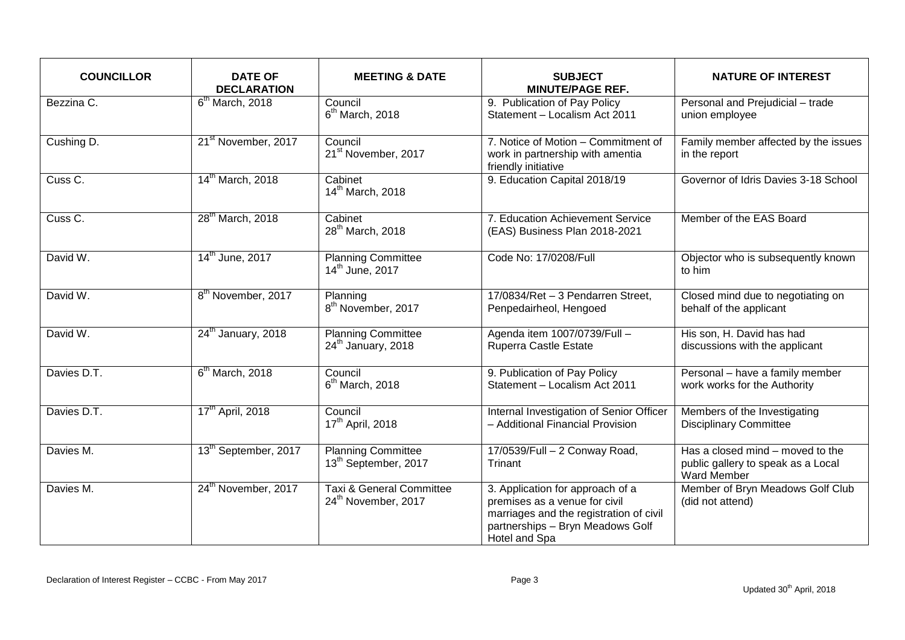| COUNCILLOR | DATE OF DECLARATION | MEETING & DATE | SUBJECT MINUTE/PAGE REF. | NATURE OF INTEREST |
|---|---|---|---|---|
| Bezzina C. | 6th March, 2018 | Council 6th March, 2018 | 9. Publication of Pay Policy Statement – Localism Act 2011 | Personal and Prejudicial – trade union employee |
| Cushing D. | 21st November, 2017 | Council 21st November, 2017 | 7. Notice of Motion – Commitment of work in partnership with amentia friendly initiative | Family member affected by the issues in the report |
| Cuss C. | 14th March, 2018 | Cabinet 14th March, 2018 | 9. Education Capital 2018/19 | Governor of Idris Davies 3-18 School |
| Cuss C. | 28th March, 2018 | Cabinet 28th March, 2018 | 7. Education Achievement Service (EAS) Business Plan 2018-2021 | Member of the EAS Board |
| David W. | 14th June, 2017 | Planning Committee 14th June, 2017 | Code No: 17/0208/Full | Objector who is subsequently known to him |
| David W. | 8th November, 2017 | Planning 8th November, 2017 | 17/0834/Ret – 3 Pendarren Street, Penpedairheol, Hengoed | Closed mind due to negotiating on behalf of the applicant |
| David W. | 24th January, 2018 | Planning Committee 24th January, 2018 | Agenda item 1007/0739/Full – Ruperra Castle Estate | His son, H. David has had discussions with the applicant |
| Davies D.T. | 6th March, 2018 | Council 6th March, 2018 | 9. Publication of Pay Policy Statement – Localism Act 2011 | Personal – have a family member work works for the Authority |
| Davies D.T. | 17th April, 2018 | Council 17th April, 2018 | Internal Investigation of Senior Officer – Additional Financial Provision | Members of the Investigating Disciplinary Committee |
| Davies M. | 13th September, 2017 | Planning Committee 13th September, 2017 | 17/0539/Full – 2 Conway Road, Trinant | Has a closed mind – moved to the public gallery to speak as a Local Ward Member |
| Davies M. | 24th November, 2017 | Taxi & General Committee 24th November, 2017 | 3. Application for approach of a premises as a venue for civil marriages and the registration of civil partnerships – Bryn Meadows Golf Hotel and Spa | Member of Bryn Meadows Golf Club (did not attend) |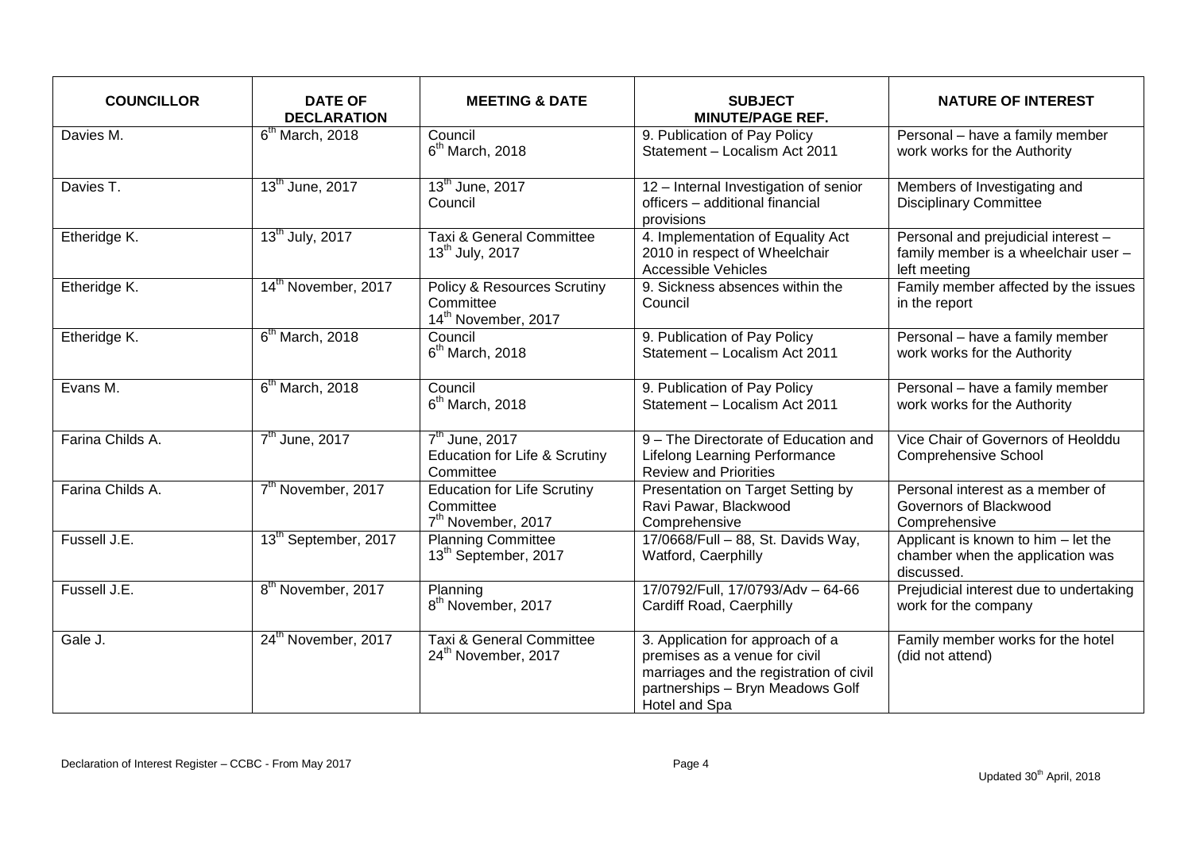| COUNCILLOR | DATE OF DECLARATION | MEETING & DATE | SUBJECT MINUTE/PAGE REF. | NATURE OF INTEREST |
|---|---|---|---|---|
| Davies M. | 6th March, 2018 | Council 6th March, 2018 | 9. Publication of Pay Policy Statement – Localism Act 2011 | Personal – have a family member work works for the Authority |
| Davies T. | 13th June, 2017 | 13th June, 2017 Council | 12 – Internal Investigation of senior officers – additional financial provisions | Members of Investigating and Disciplinary Committee |
| Etheridge K. | 13th July, 2017 | Taxi & General Committee 13th July, 2017 | 4. Implementation of Equality Act 2010 in respect of Wheelchair Accessible Vehicles | Personal and prejudicial interest – family member is a wheelchair user – left meeting |
| Etheridge K. | 14th November, 2017 | Policy & Resources Scrutiny Committee 14th November, 2017 | 9. Sickness absences within the Council | Family member affected by the issues in the report |
| Etheridge K. | 6th March, 2018 | Council 6th March, 2018 | 9. Publication of Pay Policy Statement – Localism Act 2011 | Personal – have a family member work works for the Authority |
| Evans M. | 6th March, 2018 | Council 6th March, 2018 | 9. Publication of Pay Policy Statement – Localism Act 2011 | Personal – have a family member work works for the Authority |
| Farina Childs A. | 7th June, 2017 | 7th June, 2017 Education for Life & Scrutiny Committee | 9 – The Directorate of Education and Lifelong Learning Performance Review and Priorities | Vice Chair of Governors of Heolddu Comprehensive School |
| Farina Childs A. | 7th November, 2017 | Education for Life Scrutiny Committee 7th November, 2017 | Presentation on Target Setting by Ravi Pawar, Blackwood Comprehensive | Personal interest as a member of Governors of Blackwood Comprehensive |
| Fussell J.E. | 13th September, 2017 | Planning Committee 13th September, 2017 | 17/0668/Full – 88, St. Davids Way, Watford, Caerphilly | Applicant is known to him – let the chamber when the application was discussed. |
| Fussell J.E. | 8th November, 2017 | Planning 8th November, 2017 | 17/0792/Full, 17/0793/Adv – 64-66 Cardiff Road, Caerphilly | Prejudicial interest due to undertaking work for the company |
| Gale J. | 24th November, 2017 | Taxi & General Committee 24th November, 2017 | 3. Application for approach of a premises as a venue for civil marriages and the registration of civil partnerships – Bryn Meadows Golf Hotel and Spa | Family member works for the hotel (did not attend) |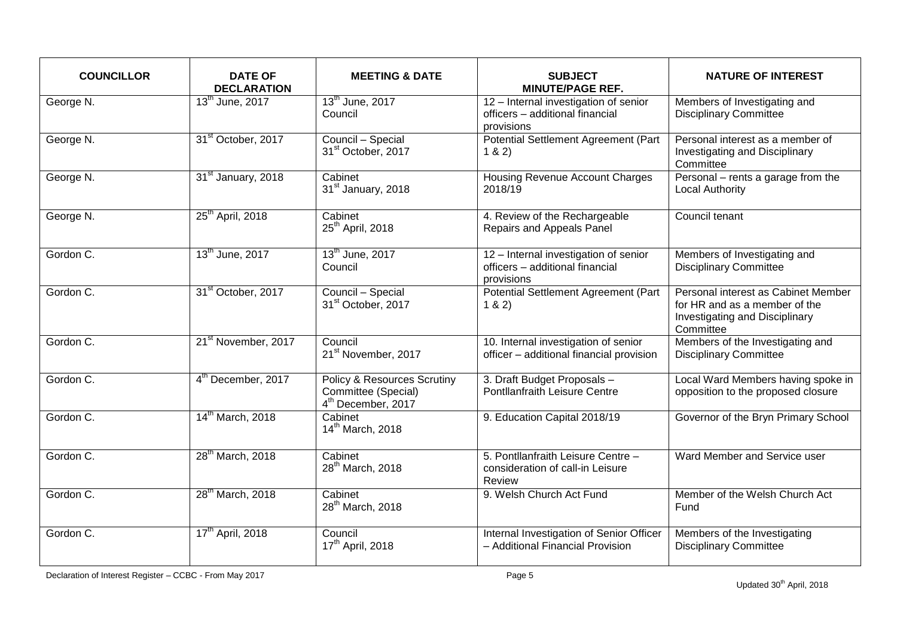| COUNCILLOR | DATE OF DECLARATION | MEETING & DATE | SUBJECT MINUTE/PAGE REF. | NATURE OF INTEREST |
|---|---|---|---|---|
| George N. | 13th June, 2017 | 13th June, 2017 Council | 12 – Internal investigation of senior officers – additional financial provisions | Members of Investigating and Disciplinary Committee |
| George N. | 31st October, 2017 | Council – Special 31st October, 2017 | Potential Settlement Agreement (Part 1 & 2) | Personal interest as a member of Investigating and Disciplinary Committee |
| George N. | 31st January, 2018 | Cabinet 31st January, 2018 | Housing Revenue Account Charges 2018/19 | Personal – rents a garage from the Local Authority |
| George N. | 25th April, 2018 | Cabinet 25th April, 2018 | 4. Review of the Rechargeable Repairs and Appeals Panel | Council tenant |
| Gordon C. | 13th June, 2017 | 13th June, 2017 Council | 12 – Internal investigation of senior officers – additional financial provisions | Members of Investigating and Disciplinary Committee |
| Gordon C. | 31st October, 2017 | Council – Special 31st October, 2017 | Potential Settlement Agreement (Part 1 & 2) | Personal interest as Cabinet Member for HR and as a member of the Investigating and Disciplinary Committee |
| Gordon C. | 21st November, 2017 | Council 21st November, 2017 | 10. Internal investigation of senior officer – additional financial provision | Members of the Investigating and Disciplinary Committee |
| Gordon C. | 4th December, 2017 | Policy & Resources Scrutiny Committee (Special) 4th December, 2017 | 3. Draft Budget Proposals – Pontllanfraith Leisure Centre | Local Ward Members having spoke in opposition to the proposed closure |
| Gordon C. | 14th March, 2018 | Cabinet 14th March, 2018 | 9. Education Capital 2018/19 | Governor of the Bryn Primary School |
| Gordon C. | 28th March, 2018 | Cabinet 28th March, 2018 | 5. Pontllanfraith Leisure Centre – consideration of call-in Leisure Review | Ward Member and Service user |
| Gordon C. | 28th March, 2018 | Cabinet 28th March, 2018 | 9. Welsh Church Act Fund | Member of the Welsh Church Act Fund |
| Gordon C. | 17th April, 2018 | Council 17th April, 2018 | Internal Investigation of Senior Officer – Additional Financial Provision | Members of the Investigating Disciplinary Committee |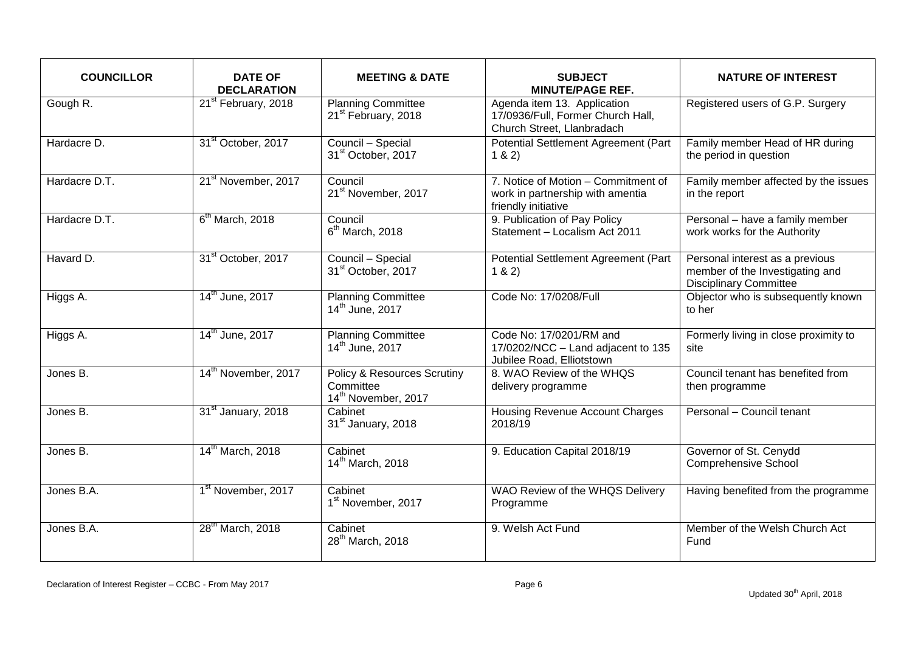| COUNCILLOR | DATE OF DECLARATION | MEETING & DATE | SUBJECT MINUTE/PAGE REF. | NATURE OF INTEREST |
|---|---|---|---|---|
| Gough R. | 21st February, 2018 | Planning Committee 21st February, 2018 | Agenda item 13. Application 17/0936/Full, Former Church Hall, Church Street, Llanbradach | Registered users of G.P. Surgery |
| Hardacre D. | 31st October, 2017 | Council – Special 31st October, 2017 | Potential Settlement Agreement (Part 1 & 2) | Family member Head of HR during the period in question |
| Hardacre D.T. | 21st November, 2017 | Council 21st November, 2017 | 7. Notice of Motion – Commitment of work in partnership with amentia friendly initiative | Family member affected by the issues in the report |
| Hardacre D.T. | 6th March, 2018 | Council 6th March, 2018 | 9. Publication of Pay Policy Statement – Localism Act 2011 | Personal – have a family member work works for the Authority |
| Havard D. | 31st October, 2017 | Council – Special 31st October, 2017 | Potential Settlement Agreement (Part 1 & 2) | Personal interest as a previous member of the Investigating and Disciplinary Committee |
| Higgs A. | 14th June, 2017 | Planning Committee 14th June, 2017 | Code No: 17/0208/Full | Objector who is subsequently known to her |
| Higgs A. | 14th June, 2017 | Planning Committee 14th June, 2017 | Code No: 17/0201/RM and 17/0202/NCC – Land adjacent to 135 Jubilee Road, Elliotstown | Formerly living in close proximity to site |
| Jones B. | 14th November, 2017 | Policy & Resources Scrutiny Committee 14th November, 2017 | 8. WAO Review of the WHQS delivery programme | Council tenant has benefited from then programme |
| Jones B. | 31st January, 2018 | Cabinet 31st January, 2018 | Housing Revenue Account Charges 2018/19 | Personal – Council tenant |
| Jones B. | 14th March, 2018 | Cabinet 14th March, 2018 | 9. Education Capital 2018/19 | Governor of St. Cenydd Comprehensive School |
| Jones B.A. | 1st November, 2017 | Cabinet 1st November, 2017 | WAO Review of the WHQS Delivery Programme | Having benefited from the programme |
| Jones B.A. | 28th March, 2018 | Cabinet 28th March, 2018 | 9. Welsh Act Fund | Member of the Welsh Church Act Fund |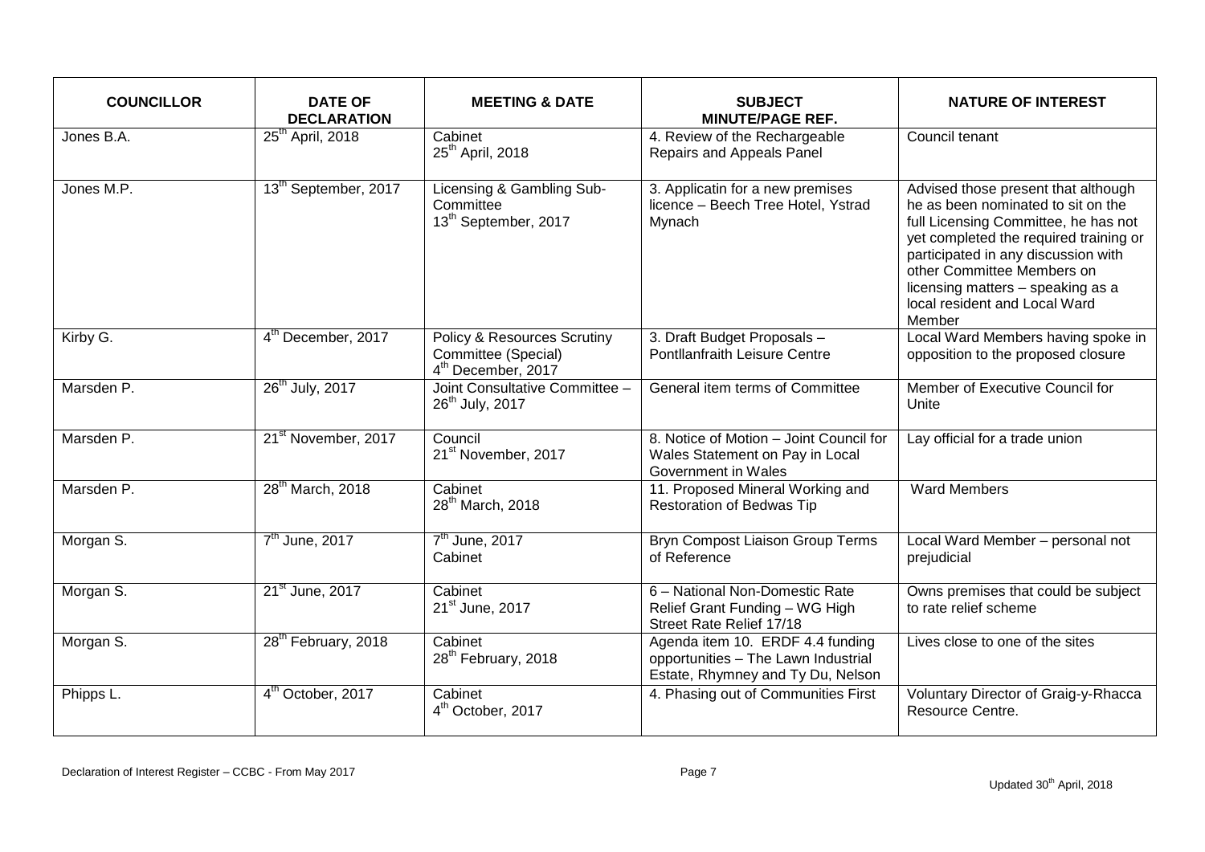| COUNCILLOR | DATE OF DECLARATION | MEETING & DATE | SUBJECT MINUTE/PAGE REF. | NATURE OF INTEREST |
|---|---|---|---|---|
| Jones B.A. | 25th April, 2018 | Cabinet 25th April, 2018 | 4. Review of the Rechargeable Repairs and Appeals Panel | Council tenant |
| Jones M.P. | 13th September, 2017 | Licensing & Gambling Sub-Committee 13th September, 2017 | 3. Applicatin for a new premises licence – Beech Tree Hotel, Ystrad Mynach | Advised those present that although he as been nominated to sit on the full Licensing Committee, he has not yet completed the required training or participated in any discussion with other Committee Members on licensing matters – speaking as a local resident and Local Ward Member |
| Kirby G. | 4th December, 2017 | Policy & Resources Scrutiny Committee (Special) 4th December, 2017 | 3. Draft Budget Proposals – Pontllanfraith Leisure Centre | Local Ward Members having spoke in opposition to the proposed closure |
| Marsden P. | 26th July, 2017 | Joint Consultative Committee – 26th July, 2017 | General item terms of Committee | Member of Executive Council for Unite |
| Marsden P. | 21st November, 2017 | Council 21st November, 2017 | 8. Notice of Motion – Joint Council for Wales Statement on Pay in Local Government in Wales | Lay official for a trade union |
| Marsden P. | 28th March, 2018 | Cabinet 28th March, 2018 | 11. Proposed Mineral Working and Restoration of Bedwas Tip | Ward Members |
| Morgan S. | 7th June, 2017 | 7th June, 2017 Cabinet | Bryn Compost Liaison Group Terms of Reference | Local Ward Member – personal not prejudicial |
| Morgan S. | 21st June, 2017 | Cabinet 21st June, 2017 | 6 – National Non-Domestic Rate Relief Grant Funding – WG High Street Rate Relief 17/18 | Owns premises that could be subject to rate relief scheme |
| Morgan S. | 28th February, 2018 | Cabinet 28th February, 2018 | Agenda item 10. ERDF 4.4 funding opportunities – The Lawn Industrial Estate, Rhymney and Ty Du, Nelson | Lives close to one of the sites |
| Phipps L. | 4th October, 2017 | Cabinet 4th October, 2017 | 4. Phasing out of Communities First | Voluntary Director of Graig-y-Rhacca Resource Centre. |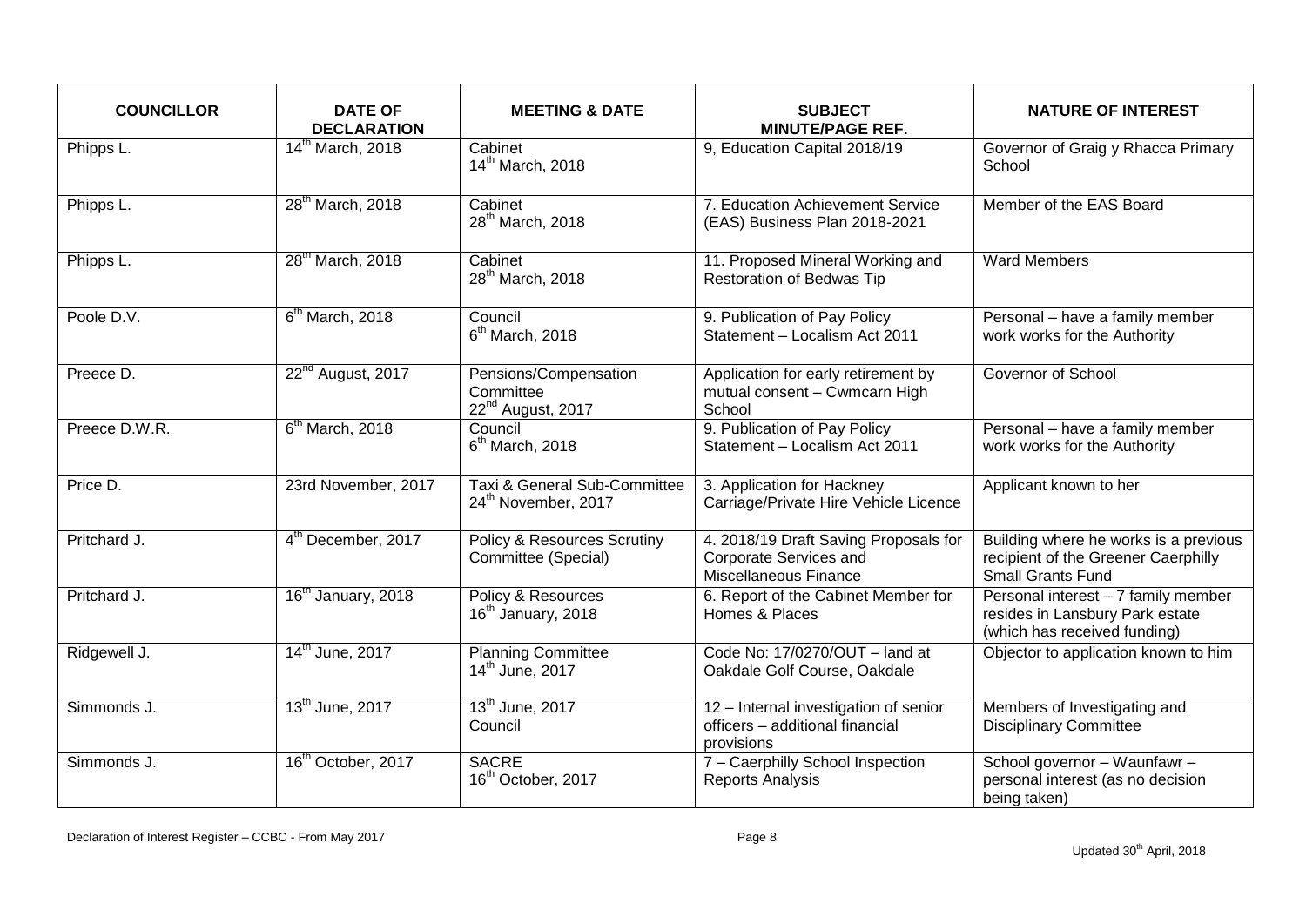| COUNCILLOR | DATE OF DECLARATION | MEETING & DATE | SUBJECT MINUTE/PAGE REF. | NATURE OF INTEREST |
|---|---|---|---|---|
| Phipps L. | 14th March, 2018 | Cabinet 14th March, 2018 | 9, Education Capital 2018/19 | Governor of Graig y Rhacca Primary School |
| Phipps L. | 28th March, 2018 | Cabinet 28th March, 2018 | 7. Education Achievement Service (EAS) Business Plan 2018-2021 | Member of the EAS Board |
| Phipps L. | 28th March, 2018 | Cabinet 28th March, 2018 | 11. Proposed Mineral Working and Restoration of Bedwas Tip | Ward Members |
| Poole D.V. | 6th March, 2018 | Council 6th March, 2018 | 9. Publication of Pay Policy Statement – Localism Act 2011 | Personal – have a family member work works for the Authority |
| Preece D. | 22nd August, 2017 | Pensions/Compensation Committee 22nd August, 2017 | Application for early retirement by mutual consent – Cwmcarn High School | Governor of School |
| Preece D.W.R. | 6th March, 2018 | Council 6th March, 2018 | 9. Publication of Pay Policy Statement – Localism Act 2011 | Personal – have a family member work works for the Authority |
| Price D. | 23rd November, 2017 | Taxi & General Sub-Committee 24th November, 2017 | 3. Application for Hackney Carriage/Private Hire Vehicle Licence | Applicant known to her |
| Pritchard J. | 4th December, 2017 | Policy & Resources Scrutiny Committee (Special) | 4. 2018/19 Draft Saving Proposals for Corporate Services and Miscellaneous Finance | Building where he works is a previous recipient of the Greener Caerphilly Small Grants Fund |
| Pritchard J. | 16th January, 2018 | Policy & Resources 16th January, 2018 | 6. Report of the Cabinet Member for Homes & Places | Personal interest – 7 family member resides in Lansbury Park estate (which has received funding) |
| Ridgewell J. | 14th June, 2017 | Planning Committee 14th June, 2017 | Code No: 17/0270/OUT – land at Oakdale Golf Course, Oakdale | Objector to application known to him |
| Simmonds J. | 13th June, 2017 | 13th June, 2017 Council | 12 – Internal investigation of senior officers – additional financial provisions | Members of Investigating and Disciplinary Committee |
| Simmonds J. | 16th October, 2017 | SACRE 16th October, 2017 | 7 – Caerphilly School Inspection Reports Analysis | School governor – Waunfawr – personal interest (as no decision being taken) |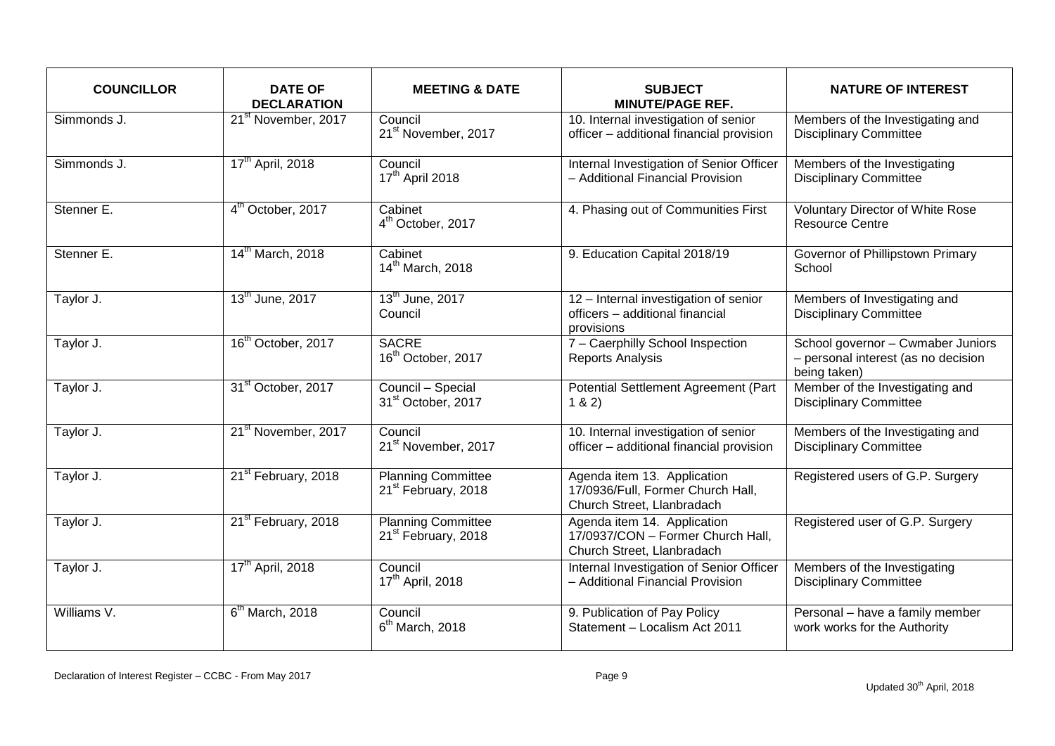| COUNCILLOR | DATE OF DECLARATION | MEETING & DATE | SUBJECT MINUTE/PAGE REF. | NATURE OF INTEREST |
|---|---|---|---|---|
| Simmonds J. | 21st November, 2017 | Council 21st November, 2017 | 10. Internal investigation of senior officer – additional financial provision | Members of the Investigating and Disciplinary Committee |
| Simmonds J. | 17th April, 2018 | Council 17th April 2018 | Internal Investigation of Senior Officer – Additional Financial Provision | Members of the Investigating Disciplinary Committee |
| Stenner E. | 4th October, 2017 | Cabinet 4th October, 2017 | 4. Phasing out of Communities First | Voluntary Director of White Rose Resource Centre |
| Stenner E. | 14th March, 2018 | Cabinet 14th March, 2018 | 9. Education Capital 2018/19 | Governor of Phillipstown Primary School |
| Taylor J. | 13th June, 2017 | 13th June, 2017 Council | 12 – Internal investigation of senior officers – additional financial provisions | Members of Investigating and Disciplinary Committee |
| Taylor J. | 16th October, 2017 | SACRE 16th October, 2017 | 7 – Caerphilly School Inspection Reports Analysis | School governor – Cwmaber Juniors – personal interest (as no decision being taken) |
| Taylor J. | 31st October, 2017 | Council – Special 31st October, 2017 | Potential Settlement Agreement (Part 1 & 2) | Member of the Investigating and Disciplinary Committee |
| Taylor J. | 21st November, 2017 | Council 21st November, 2017 | 10. Internal investigation of senior officer – additional financial provision | Members of the Investigating and Disciplinary Committee |
| Taylor J. | 21st February, 2018 | Planning Committee 21st February, 2018 | Agenda item 13. Application 17/0936/Full, Former Church Hall, Church Street, Llanbradach | Registered users of G.P. Surgery |
| Taylor J. | 21st February, 2018 | Planning Committee 21st February, 2018 | Agenda item 14. Application 17/0937/CON – Former Church Hall, Church Street, Llanbradach | Registered user of G.P. Surgery |
| Taylor J. | 17th April, 2018 | Council 17th April, 2018 | Internal Investigation of Senior Officer – Additional Financial Provision | Members of the Investigating Disciplinary Committee |
| Williams V. | 6th March, 2018 | Council 6th March, 2018 | 9. Publication of Pay Policy Statement – Localism Act 2011 | Personal – have a family member work works for the Authority |

Declaration of Interest Register – CCBC - From May 2017

Updated 30th April, 2018